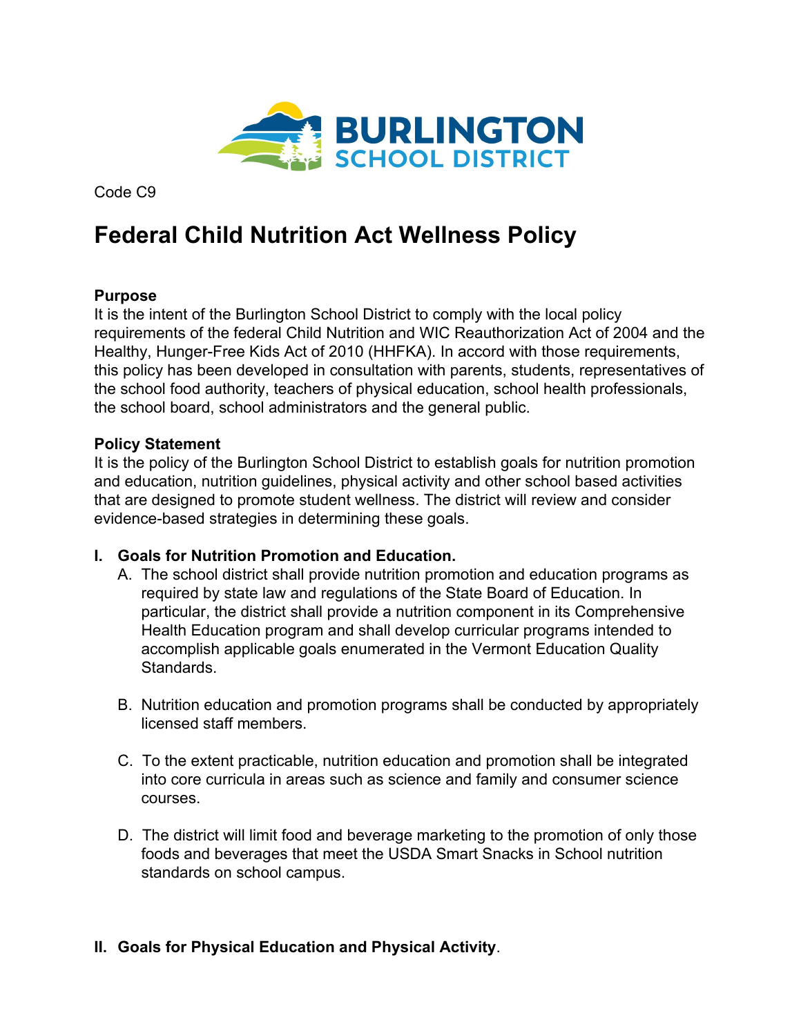BURLINGTON SCHOOL DISTRICT

Code C9

# Federal Child Nutrition Act Wellness Policy

**Purpose**
It is the intent of the Burlington School District to comply with the local policy requirements of the federal Child Nutrition and WIC Reauthorization Act of 2004 and the Healthy, Hunger-Free Kids Act of 2010 (HHFKA). In accord with those requirements, this policy has been developed in consultation with parents, students, representatives of the school food authority, teachers of physical education, school health professionals, the school board, school administrators and the general public.

**Policy Statement**
It is the policy of the Burlington School District to establish goals for nutrition promotion and education, nutrition guidelines, physical activity and other school based activities that are designed to promote student wellness. The district will review and consider evidence-based strategies in determining these goals.

**I. Goals for Nutrition Promotion and Education.**

A. The school district shall provide nutrition promotion and education programs as required by state law and regulations of the State Board of Education. In particular, the district shall provide a nutrition component in its Comprehensive Health Education program and shall develop curricular programs intended to accomplish applicable goals enumerated in the Vermont Education Quality Standards.

B. Nutrition education and promotion programs shall be conducted by appropriately licensed staff members.

C. To the extent practicable, nutrition education and promotion shall be integrated into core curricula in areas such as science and family and consumer science courses.

D. The district will limit food and beverage marketing to the promotion of only those foods and beverages that meet the USDA Smart Snacks in School nutrition standards on school campus.

**II. Goals for Physical Education and Physical Activity**.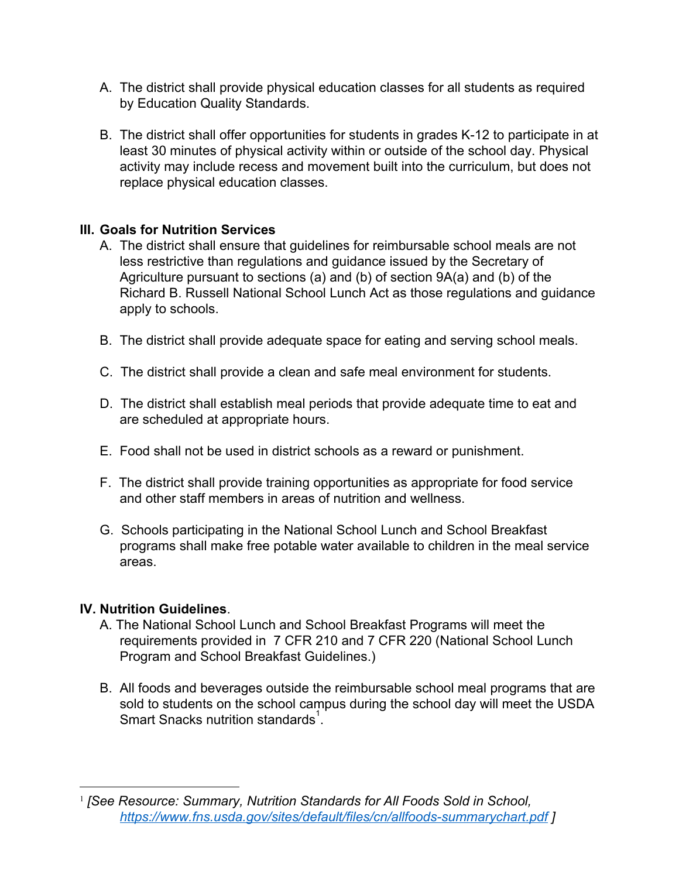A. The district shall provide physical education classes for all students as required by Education Quality Standards.

B. The district shall offer opportunities for students in grades K-12 to participate in at least 30 minutes of physical activity within or outside of the school day. Physical activity may include recess and movement built into the curriculum, but does not replace physical education classes.

## III. Goals for Nutrition Services

A. The district shall ensure that guidelines for reimbursable school meals are not less restrictive than regulations and guidance issued by the Secretary of Agriculture pursuant to sections (a) and (b) of section 9A(a) and (b) of the Richard B. Russell National School Lunch Act as those regulations and guidance apply to schools.

B. The district shall provide adequate space for eating and serving school meals.

C. The district shall provide a clean and safe meal environment for students.

D. The district shall establish meal periods that provide adequate time to eat and are scheduled at appropriate hours.

E. Food shall not be used in district schools as a reward or punishment.

F. The district shall provide training opportunities as appropriate for food service and other staff members in areas of nutrition and wellness.

G. Schools participating in the National School Lunch and School Breakfast programs shall make free potable water available to children in the meal service areas.

## IV. Nutrition Guidelines.

A. The National School Lunch and School Breakfast Programs will meet the requirements provided in 7 CFR 210 and 7 CFR 220 (National School Lunch Program and School Breakfast Guidelines.)

B. All foods and beverages outside the reimbursable school meal programs that are sold to students on the school campus during the school day will meet the USDA Smart Snacks nutrition standards[1].

---

[1] *[See Resource: Summary, Nutrition Standards for All Foods Sold in School, https://www.fns.usda.gov/sites/default/files/cn/allfoods-summarychart.pdf ]*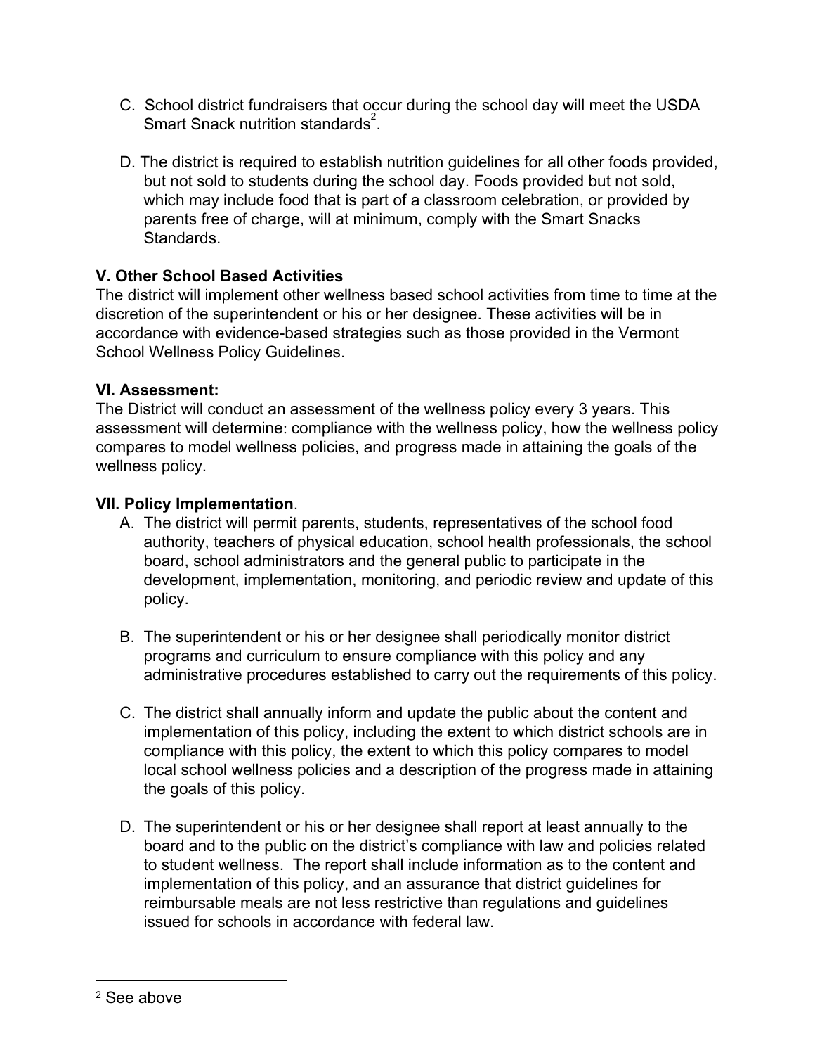C. School district fundraisers that occur during the school day will meet the USDA Smart Snack nutrition standards[2].

D. The district is required to establish nutrition guidelines for all other foods provided, but not sold to students during the school day. Foods provided but not sold, which may include food that is part of a classroom celebration, or provided by parents free of charge, will at minimum, comply with the Smart Snacks Standards.

**V. Other School Based Activities**

The district will implement other wellness based school activities from time to time at the discretion of the superintendent or his or her designee. These activities will be in accordance with evidence-based strategies such as those provided in the Vermont School Wellness Policy Guidelines.

**VI. Assessment:**

The District will conduct an assessment of the wellness policy every 3 years. This assessment will determine: compliance with the wellness policy, how the wellness policy compares to model wellness policies, and progress made in attaining the goals of the wellness policy.

**VII. Policy Implementation**.

A. The district will permit parents, students, representatives of the school food authority, teachers of physical education, school health professionals, the school board, school administrators and the general public to participate in the development, implementation, monitoring, and periodic review and update of this policy.

B. The superintendent or his or her designee shall periodically monitor district programs and curriculum to ensure compliance with this policy and any administrative procedures established to carry out the requirements of this policy.

C. The district shall annually inform and update the public about the content and implementation of this policy, including the extent to which district schools are in compliance with this policy, the extent to which this policy compares to model local school wellness policies and a description of the progress made in attaining the goals of this policy.

D. The superintendent or his or her designee shall report at least annually to the board and to the public on the district's compliance with law and policies related to student wellness. The report shall include information as to the content and implementation of this policy, and an assurance that district guidelines for reimbursable meals are not less restrictive than regulations and guidelines issued for schools in accordance with federal law.

---

[2] See above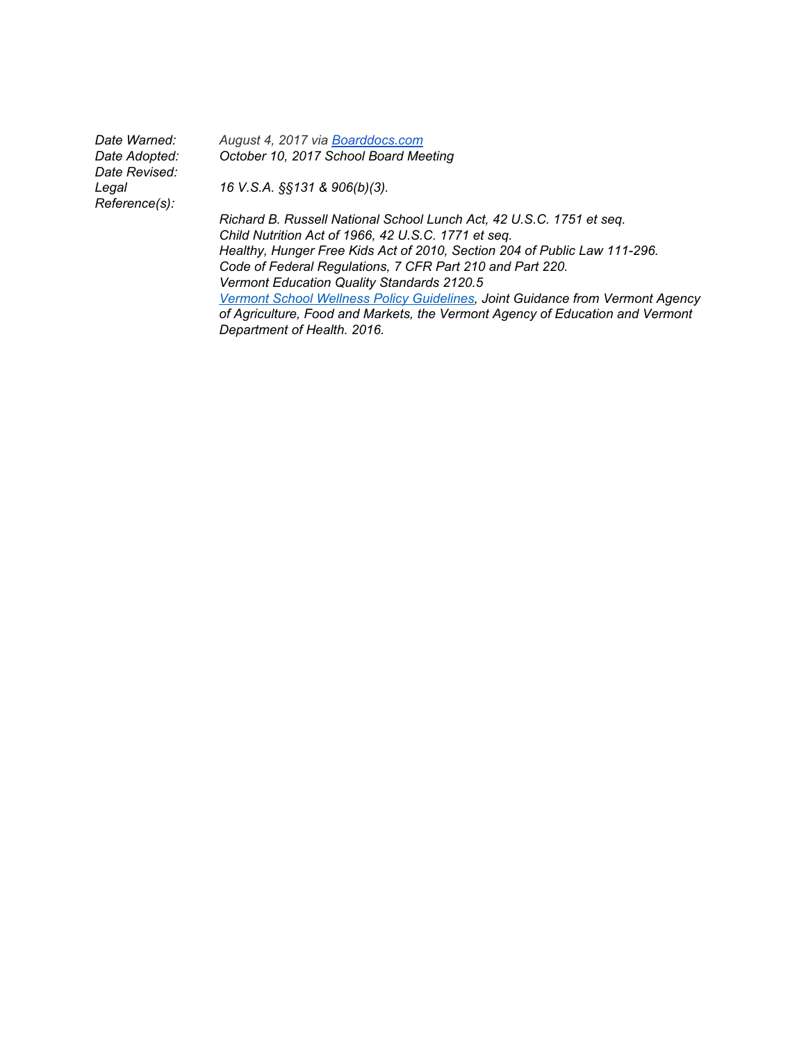| | |
|---|---|
| *Date Warned:* | *August 4, 2017 via [Boarddocs.com](Boarddocs.com)* |
| *Date Adopted:* | *October 10, 2017 School Board Meeting* |
| *Date Revised:* | |
| *Legal Reference(s):* | *16 V.S.A. §§131 & 906(b)(3).* |
| | *Richard B. Russell National School Lunch Act, 42 U.S.C. 1751 et seq.*<br>*Child Nutrition Act of 1966, 42 U.S.C. 1771 et seq.*<br>*Healthy, Hunger Free Kids Act of 2010, Section 204 of Public Law 111-296.*<br>*Code of Federal Regulations, 7 CFR Part 210 and Part 220.*<br>*Vermont Education Quality Standards 2120.5*<br>*Vermont School Wellness Policy Guidelines, Joint Guidance from Vermont Agency of Agriculture, Food and Markets, the Vermont Agency of Education and Vermont Department of Health. 2016.* |